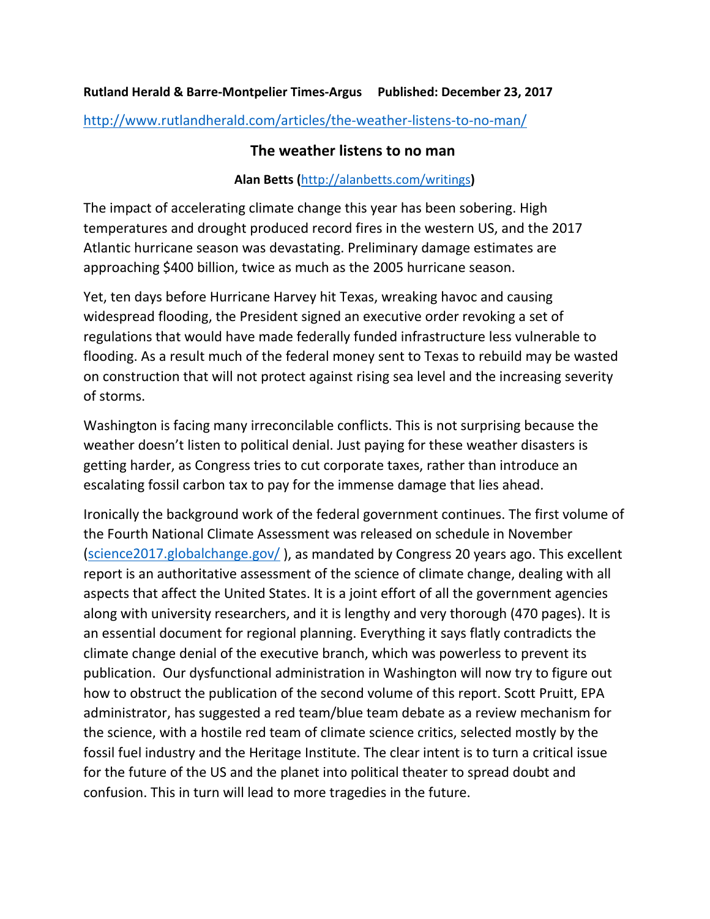**Rutland Herald & Barre-Montpelier Times-Argus Published: December 23, 2017**

http://www.rutlandherald.com/articles/the-weather-listens-to-no-man/

## The weather listens to no man

**Alan Betts (http://alanbetts.com/writings)**

The impact of accelerating climate change this year has been sobering. High temperatures and drought produced record fires in the western US, and the 2017 Atlantic hurricane season was devastating. Preliminary damage estimates are approaching $400 billion, twice as much as the 2005 hurricane season.

Yet, ten days before Hurricane Harvey hit Texas, wreaking havoc and causing widespread flooding, the President signed an executive order revoking a set of regulations that would have made federally funded infrastructure less vulnerable to flooding. As a result much of the federal money sent to Texas to rebuild may be wasted on construction that will not protect against rising sea level and the increasing severity of storms.

Washington is facing many irreconcilable conflicts. This is not surprising because the weather doesn't listen to political denial. Just paying for these weather disasters is getting harder, as Congress tries to cut corporate taxes, rather than introduce an escalating fossil carbon tax to pay for the immense damage that lies ahead.

Ironically the background work of the federal government continues. The first volume of the Fourth National Climate Assessment was released on schedule in November (science2017.globalchange.gov/ ), as mandated by Congress 20 years ago. This excellent report is an authoritative assessment of the science of climate change, dealing with all aspects that affect the United States. It is a joint effort of all the government agencies along with university researchers, and it is lengthy and very thorough (470 pages). It is an essential document for regional planning. Everything it says flatly contradicts the climate change denial of the executive branch, which was powerless to prevent its publication. Our dysfunctional administration in Washington will now try to figure out how to obstruct the publication of the second volume of this report. Scott Pruitt, EPA administrator, has suggested a red team/blue team debate as a review mechanism for the science, with a hostile red team of climate science critics, selected mostly by the fossil fuel industry and the Heritage Institute. The clear intent is to turn a critical issue for the future of the US and the planet into political theater to spread doubt and confusion. This in turn will lead to more tragedies in the future.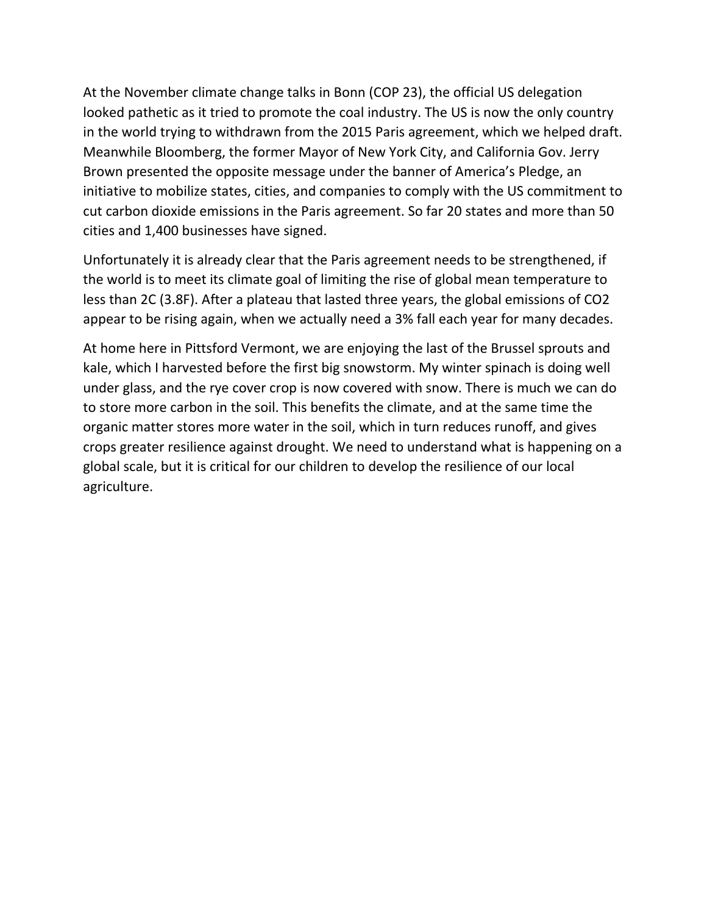At the November climate change talks in Bonn (COP 23), the official US delegation looked pathetic as it tried to promote the coal industry. The US is now the only country in the world trying to withdrawn from the 2015 Paris agreement, which we helped draft. Meanwhile Bloomberg, the former Mayor of New York City, and California Gov. Jerry Brown presented the opposite message under the banner of America's Pledge, an initiative to mobilize states, cities, and companies to comply with the US commitment to cut carbon dioxide emissions in the Paris agreement. So far 20 states and more than 50 cities and 1,400 businesses have signed.

Unfortunately it is already clear that the Paris agreement needs to be strengthened, if the world is to meet its climate goal of limiting the rise of global mean temperature to less than 2C (3.8F). After a plateau that lasted three years, the global emissions of $CO_2$ appear to be rising again, when we actually need a 3% fall each year for many decades.

At home here in Pittsford Vermont, we are enjoying the last of the Brussel sprouts and kale, which I harvested before the first big snowstorm. My winter spinach is doing well under glass, and the rye cover crop is now covered with snow. There is much we can do to store more carbon in the soil. This benefits the climate, and at the same time the organic matter stores more water in the soil, which in turn reduces runoff, and gives crops greater resilience against drought. We need to understand what is happening on a global scale, but it is critical for our children to develop the resilience of our local agriculture.